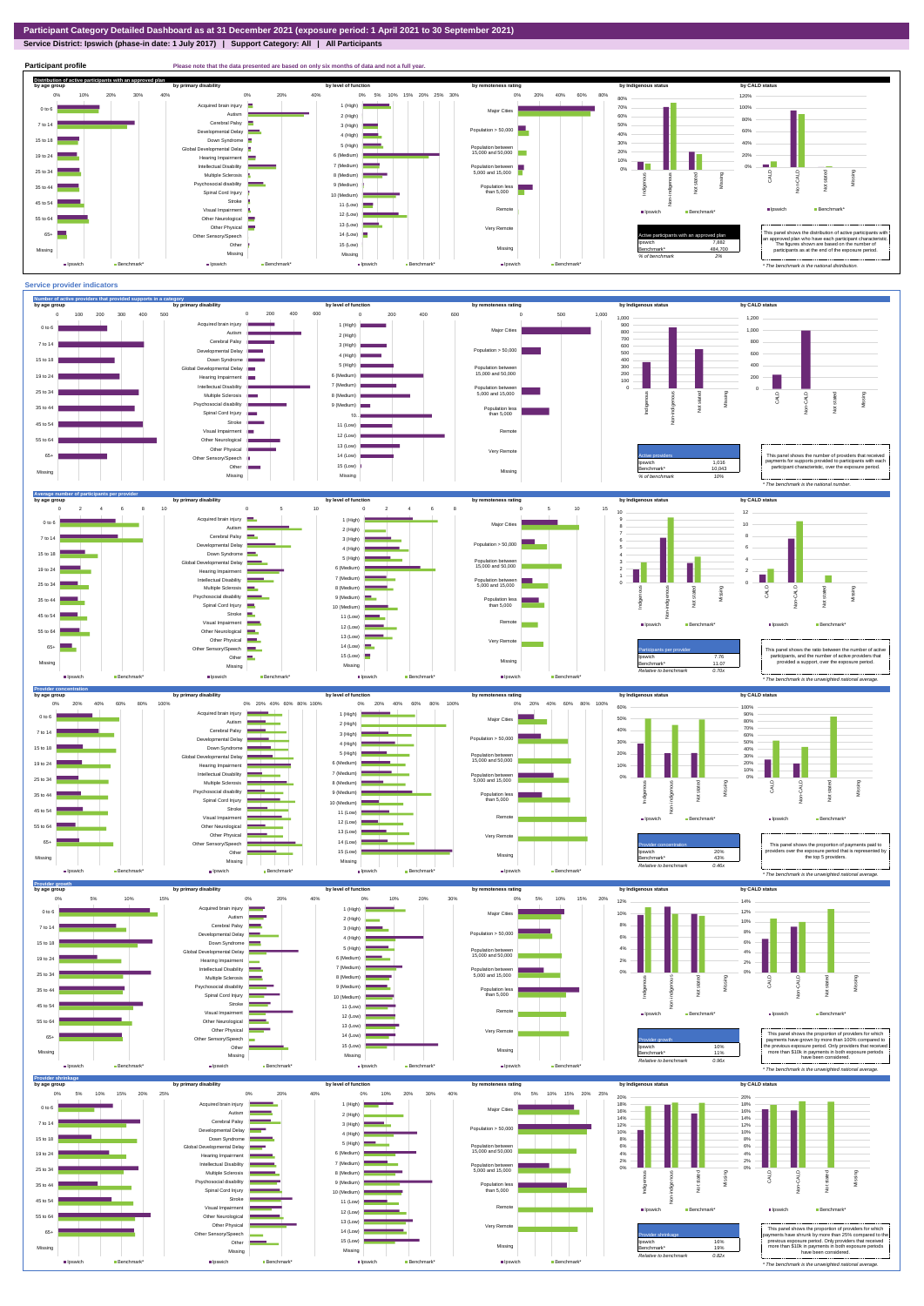# Participant Category Detailed Dashboard as at 31 December 2021 (exposure period: 1 April 2021 to 30 September 2021)

**Service District: Ipswich (phase-in date: 1 July 2017) | Support Category: All | All Participants**

## Participant profile

Please note that the data presented are based on only six months of data and not a full year.

### Distribution of active participants with an approved plan

| Active participants with an approved plan | |
|---|---|
| Ipswich | 7,892 |
| Benchmark* | 484,700 |
| % of benchmark | 2% |

This panel shows the distribution of active participants with an approved plan who have each participant characteristic. The figures shown are based on the number of participants as at the end of the exposure period.

\* The benchmark is the national distribution.

## Service provider indicators

### Number of active providers that provided supports in a category

| Active providers | |
|---|---|
| Ipswich | 1,016 |
| Benchmark* | 10,043 |
| % of benchmark | 10% |

This panel shows the number of providers that received payments for supports provided to participants with each participant characteristic, over the exposure period.

\* The benchmark is the national number.

### Average number of participants per provider

| Participants per provider | |
|---|---|
| Ipswich | 7.76 |
| Benchmark* | 11.07 |
| Relative to benchmark | 0.70x |

This panel shows the ratio between the number of active participants, and the number of active providers that provided a support, over the exposure period.

\* The benchmark is the unweighted national average.

### Provider concentration

| Provider concentration | |
|---|---|
| Ipswich | 20% |
| Benchmark* | 43% |
| Relative to benchmark | 0.46x |

This panel shows the proportion of payments paid to providers over the exposure period that is represented by the top 5 providers.

\* The benchmark is the unweighted national average.

### Provider growth

| Provider growth | |
|---|---|
| Ipswich | 10% |
| Benchmark* | 11% |
| Relative to benchmark | 0.96x |

This panel shows the proportion of providers for which payments have grown by more than 100% compared to the previous exposure period. Only providers that received more than $10k in payments in both exposure periods have been considered.

\* The benchmark is the unweighted national average.

### Provider shrinkage

| Provider shrinkage | |
|---|---|
| Ipswich | 16% |
| Benchmark* | 19% |
| Relative to benchmark | 0.82x |

This panel shows the proportion of providers for which payments have shrunk by more than 25% compared to the previous exposure period. Only providers that received more than $10k in payments in both exposure periods have been considered.

\* The benchmark is the unweighted national average.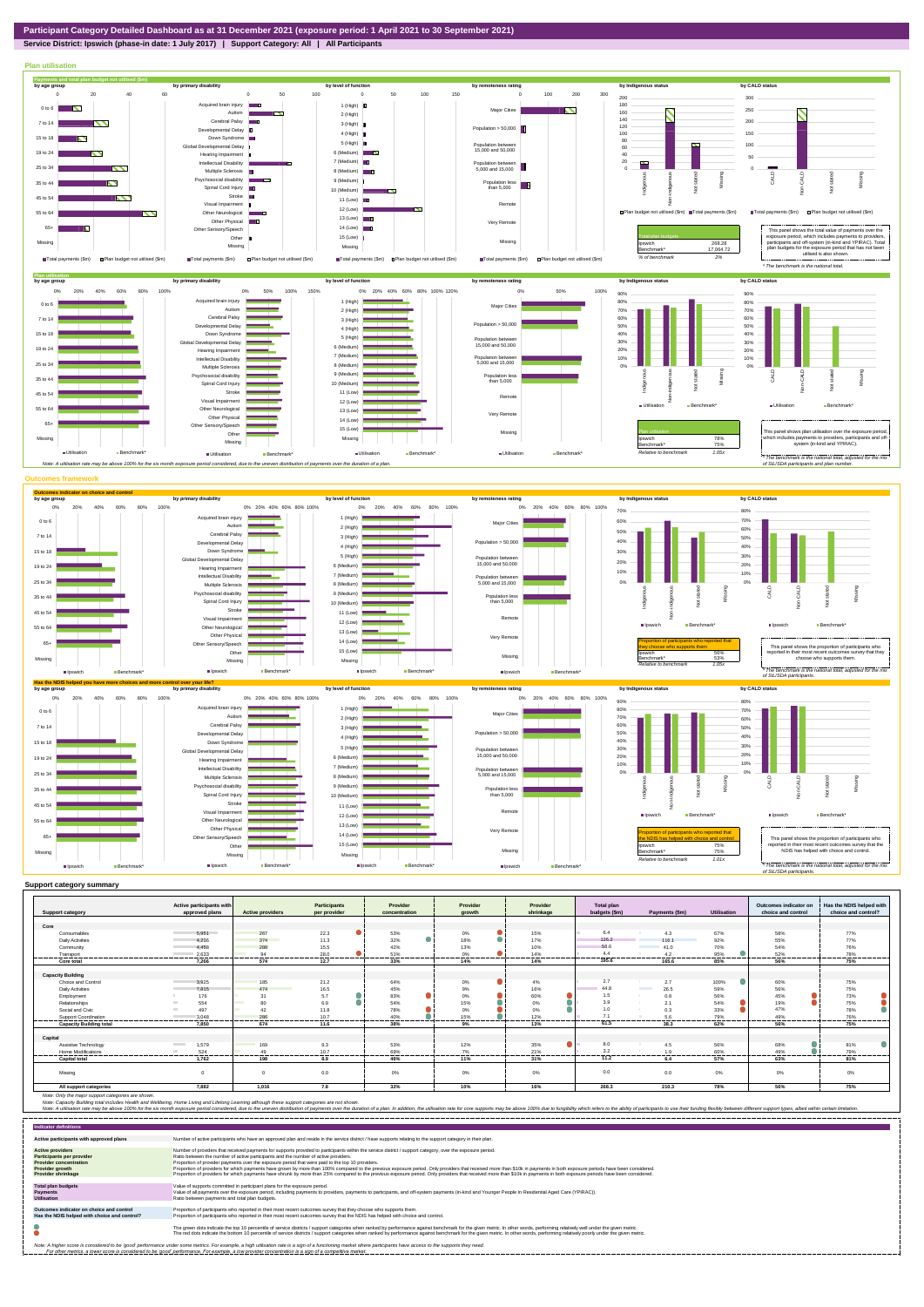# Participant Category Detailed Dashboard as at 31 December 2021 (exposure period: 1 April 2021 to 30 September 2021)

**Service District: Ipswich (phase-in date: 1 July 2017) | Support Category: All | All Participants**

## Plan utilisation

### Payments and total plan budget not utilised ($m)

| Total plan budgets | |
|---|---|
| Ipswich | 268.28 |
| Benchmark* | 17,064.72 |
| % of benchmark | 2% |

This panel shows the total value of payments over the exposure period, which includes payments to providers, participants and off-system (in-kind and YPIRAC). Total plan budgets for the exposure period that has not been utilised is also shown.

*The benchmark is the national total.

### Plan utilisation

| Plan utilisation | |
|---|---|
| Ipswich | 78% |
| Benchmark* | 75% |
| Relative to benchmark | 1.05x |

This panel shows plan utilisation over the exposure period, which includes payments to providers, participants and off-system (in-kind and YPIRAC).

*The benchmark is the national total, adjusted for the mix of SIL/SDA participants and plan number.

Note: A utilisation rate may be above 100% for the six month exposure period considered, due to the uneven distribution of payments over the duration of a plan.

## Outcomes framework

### Outcomes indicator on choice and control

| Proportion of participants who reported that they choose who supports them | |
|---|---|
| Ipswich | 56% |
| Benchmark* | 53% |
| Relative to benchmark | 1.05x |

This panel shows the proportion of participants who reported in their most recent outcomes survey that they choose who supports them.

*The benchmark is the national total, adjusted for the mix of SIL/SDA participants.

### Has the NDIS helped you have more choices and more control over your life?

| Proportion of participants who reported that the NDIS has helped with choice and control | |
|---|---|
| Ipswich | 75% |
| Benchmark* | 75% |
| Relative to benchmark | 1.01x |

This panel shows the proportion of participants who reported in their most recent outcomes survey that the NDIS has helped with choice and control.

*The benchmark is the national total, adjusted for the mix of SIL/SDA participants.

## Support category summary

| Support category | Active participants with approved plans | Active providers | Participants per provider | Provider concentration | Provider growth | Provider shrinkage | Total plan budgets ($m) | Payments ($m) | Utilisation | Outcomes indicator on choice and control | Has the NDIS helped with choice and control? |
|---|---|---|---|---|---|---|---|---|---|---|---|
| **Core** | | | | | | | | | | | |
| Consumables | 5,951 | 267 | 22.3 | 53% | 0% | 15% | 6.4 | 4.3 | 67% | 58% | 77% |
| Daily Activities | 4,236 | 374 | 11.3 | 32% | 18% | 17% | 126.2 | 116.1 | 92% | 55% | 77% |
| Community | 4,458 | 288 | 15.5 | 42% | 13% | 10% | 58.6 | 41.0 | 70% | 54% | 76% |
| Transport | 2,633 | 94 | 28.0 | 51% | 0% | 14% | 4.4 | 4.2 | 95% | 52% | 78% |
| **Core total** | **7,266** | **574** | **12.7** | **33%** | **14%** | **14%** | **195.6** | **165.6** | **85%** | **56%** | **75%** |
| **Capacity Building** | | | | | | | | | | | |
| Choice and Control | 3,925 | 185 | 21.2 | 64% | 0% | 4% | 2.7 | 2.7 | 100% | 60% | 75% |
| Daily Activities | 7,815 | 474 | 16.5 | 45% | 9% | 16% | 44.8 | 26.5 | 59% | 56% | 75% |
| Employment | 176 | 31 | 5.7 | 83% | 0% | 60% | 1.5 | 0.8 | 56% | 45% | 73% |
| Relationships | 554 | 80 | 6.9 | 54% | 15% | 0% | 3.9 | 2.1 | 54% | 19% | 75% |
| Social and Civic | 497 | 42 | 11.8 | 78% | 0% | 0% | 1.0 | 0.3 | 33% | 47% | 78% |
| Support Coordination | 3,048 | 286 | 10.7 | 40% | 15% | 12% | 7.1 | 5.6 | 79% | 49% | 76% |
| **Capacity Building total** | **7,850** | **674** | **11.6** | **36%** | **9%** | **13%** | **61.5** | **38.3** | **62%** | **56%** | **75%** |
| **Capital** | | | | | | | | | | | |
| Assistive Technology | 1,579 | 169 | 9.3 | 53% | 12% | 35% | 8.0 | 4.5 | 56% | 68% | 81% |
| Home Modifications | 524 | 49 | 10.7 | 69% | 7% | 21% | 3.2 | 1.9 | 60% | 49% | 79% |
| **Capital total** | **1,762** | **198** | **8.9** | **46%** | **11%** | **31%** | **11.2** | **6.4** | **57%** | **63%** | **81%** |
| Missing | 0 | 0 | 0.0 | 0% | 0% | 0% | 0.0 | 0.0 | 0% | 0% | 0% |
| **All support categories** | **7,882** | **1,016** | **7.8** | **32%** | **10%** | **16%** | **268.3** | **210.3** | **78%** | **56%** | **75%** |

Note: Only the major support categories are shown.

Note: Capacity Building total includes Health and Wellbeing, Home Living and Lifelong Learning although these support categories are not shown.

Note: A utilisation rate may be above 100% for the six month exposure period considered, due to the uneven distribution of payments over the duration of a plan. In addition, the utilisation rate for core supports may be above 100% due to fungibility which refers to the ability of participants to use their funding flexibly between different support types, albeit within certain limitation.

## Indicator definitions

| Indicator | Definition |
|---|---|
| **Active participants with approved plans** | Number of active participants who have an approved plan and reside in the service district / have supports relating to the support category in their plan. |
| **Active providers** | Number of providers that received payments for supports provided to participants within the service district / support category, over the exposure period. |
| **Participants per provider** | Ratio between the number of active participants and the number of active providers. |
| **Provider concentration** | Proportion of provider payments over the exposure period that were paid to the top 10 providers. |
| **Provider growth** | Proportion of providers for which payments have grown by more than 100% compared to the previous exposure period. Only providers that received more than $10k in payments in both exposure periods have been considered. |
| **Provider shrinkage** | Proportion of providers for which payments have shrunk by more than 25% compared to the previous exposure period. Only providers that received more than $10k in payments in both exposure periods have been considered. |
| **Total plan budgets** | Value of supports committed in participant plans for the exposure period. |
| **Payments** | Value of all payments over the exposure period, including payments to providers, payments to participants, and off-system payments (in-kind and Younger People In Residential Aged Care (YPIRAC)). |
| **Utilisation** | Ratio between payments and total plan budgets. |
| **Outcomes indicator on choice and control** | Proportion of participants who reported in their most recent outcomes survey that they choose who supports them. |
| **Has the NDIS helped with choice and control?** | Proportion of participants who reported in their most recent outcomes survey that the NDIS has helped with choice and control. |

The green dots indicate the top 10 percentile of service districts / support categories when ranked by performance against benchmark for the given metric. In other words, performing relatively well under the given metric.

The red dots indicate the bottom 10 percentile of service districts / support categories when ranked by performance against benchmark for the given metric. In other words, performing relatively poorly under the given metric.

Note: A higher score is considered to be 'good' performance under some metrics. For example, a high utilisation rate is a sign of a functioning market where participants have access to the supports they need.

For other metrics, a lower score is considered to be 'good' performance. For example, a low provider concentration is a sign of a competitive market.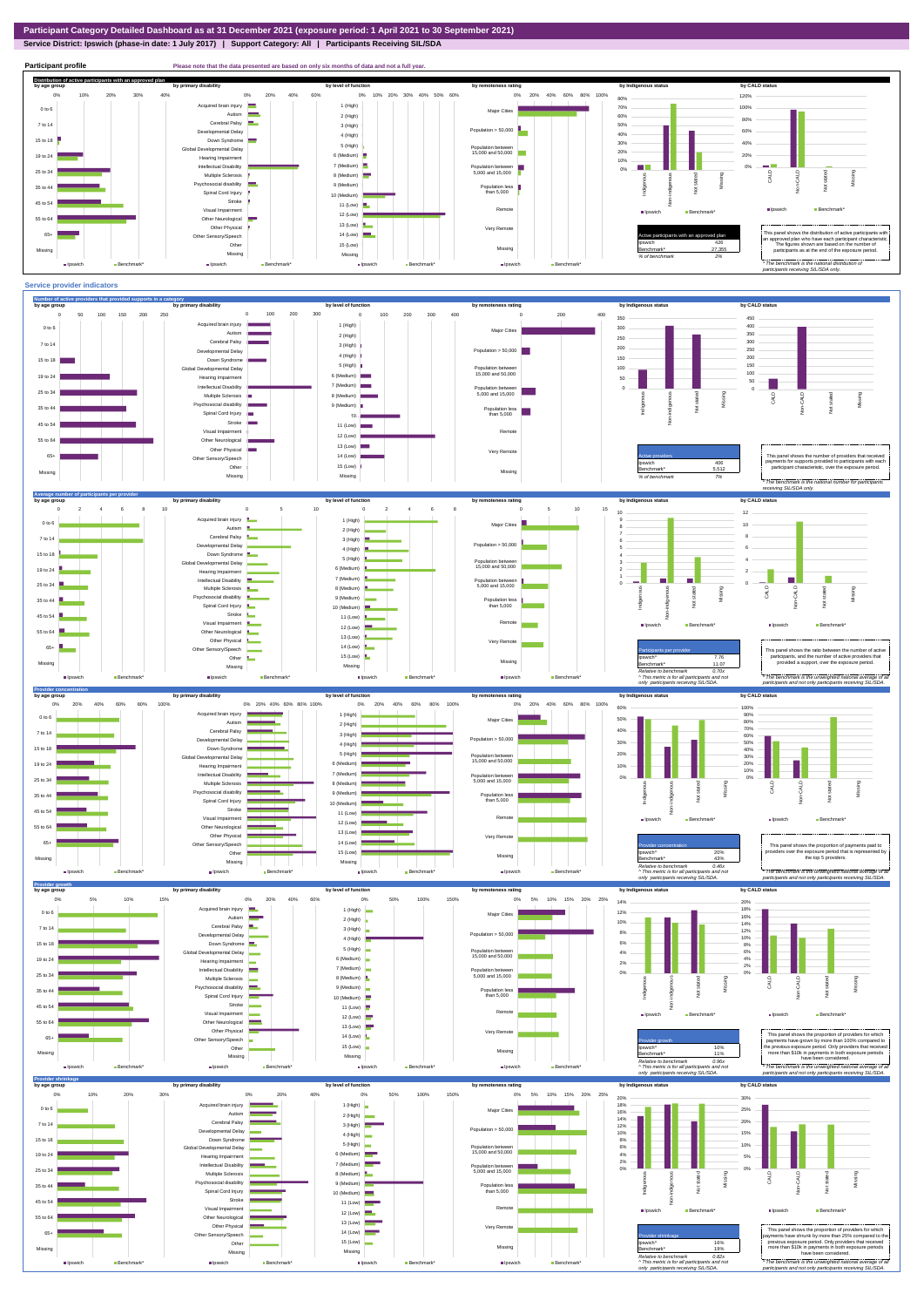# Participant Category Detailed Dashboard as at 31 December 2021 (exposure period: 1 April 2021 to 30 September 2021)

**Service District: Ipswich (phase-in date: 1 July 2017) | Support Category: All | Participants Receiving SIL/SDA**

## Participant profile

Please note that the data presented are based on only six months of data and not a full year.

### Distribution of active participants with an approved plan

| Active participants with an approved plan | |
|---|---|
| Ipswich | 426 |
| Benchmark* | 27,255 |
| % of benchmark | 2% |

This panel shows the distribution of active participants with an approved plan who have each participant characteristic. The figures shown are based on the number of participants as at the end of the exposure period.

* The benchmark is the national distribution of participants receiving SIL/SDA only.

## Service provider indicators

### Number of active providers that provided supports in a category

| Active providers | |
|---|---|
| Ipswich | 406 |
| Benchmark* | 5,512 |
| % of benchmark | 7% |

This panel shows the number of providers that received payments for supports provided to participants with each participant characteristic, over the exposure period.

* The benchmark is the national number for participants receiving SIL/SDA only.

### Average number of participants per provider

| Participants per provider | |
|---|---|
| Ipswich* | 7.76 |
| Benchmark* | 11.07 |
| Relative to benchmark | 0.70x |

^ This metric is for all participants and not only participants receiving SIL/SDA.

This panel shows the ratio between the number of active participants, and the number of active providers that provided a support, over the exposure period.

* The benchmark is the unweighted national average of all participants and not only participants receiving SIL/SDA.

### Provider concentration

| Provider concentration | |
|---|---|
| Ipswich | 20% |
| Benchmark* | 43% |
| Relative to benchmark | 0.45x |

^ This metric is for all participants and not only participants receiving SIL/SDA.

This panel shows the proportion of payments paid to providers over the exposure period that is represented by the top 5 providers.

* The benchmark is the unweighted national average of all participants and not only participants receiving SIL/SDA.

### Provider growth

| Provider growth | |
|---|---|
| Ipswich | 10% |
| Benchmark* | 11% |
| Relative to benchmark | 0.90x |

^ This metric is for all participants and not only participants receiving SIL/SDA.

This panel shows the proportion of providers for which payments have grown by more than 100% compared to the previous exposure period. Only providers that received more than $10k in payments in both exposure periods have been considered.

* The benchmark is the unweighted national average of all participants and not only participants receiving SIL/SDA.

### Provider shrinkage

| Provider shrinkage | |
|---|---|
| Ipswich | 16% |
| Benchmark* | 19% |
| Relative to benchmark | 0.82x |

^ This metric is for all participants and not only participants receiving SIL/SDA.

This panel shows the proportion of providers for which payments have shrunk by more than 25% compared to the previous exposure period. Only providers that received more than $10k in payments in both exposure periods have been considered.

* The benchmark is the unweighted national average of all participants and not only participants receiving SIL/SDA.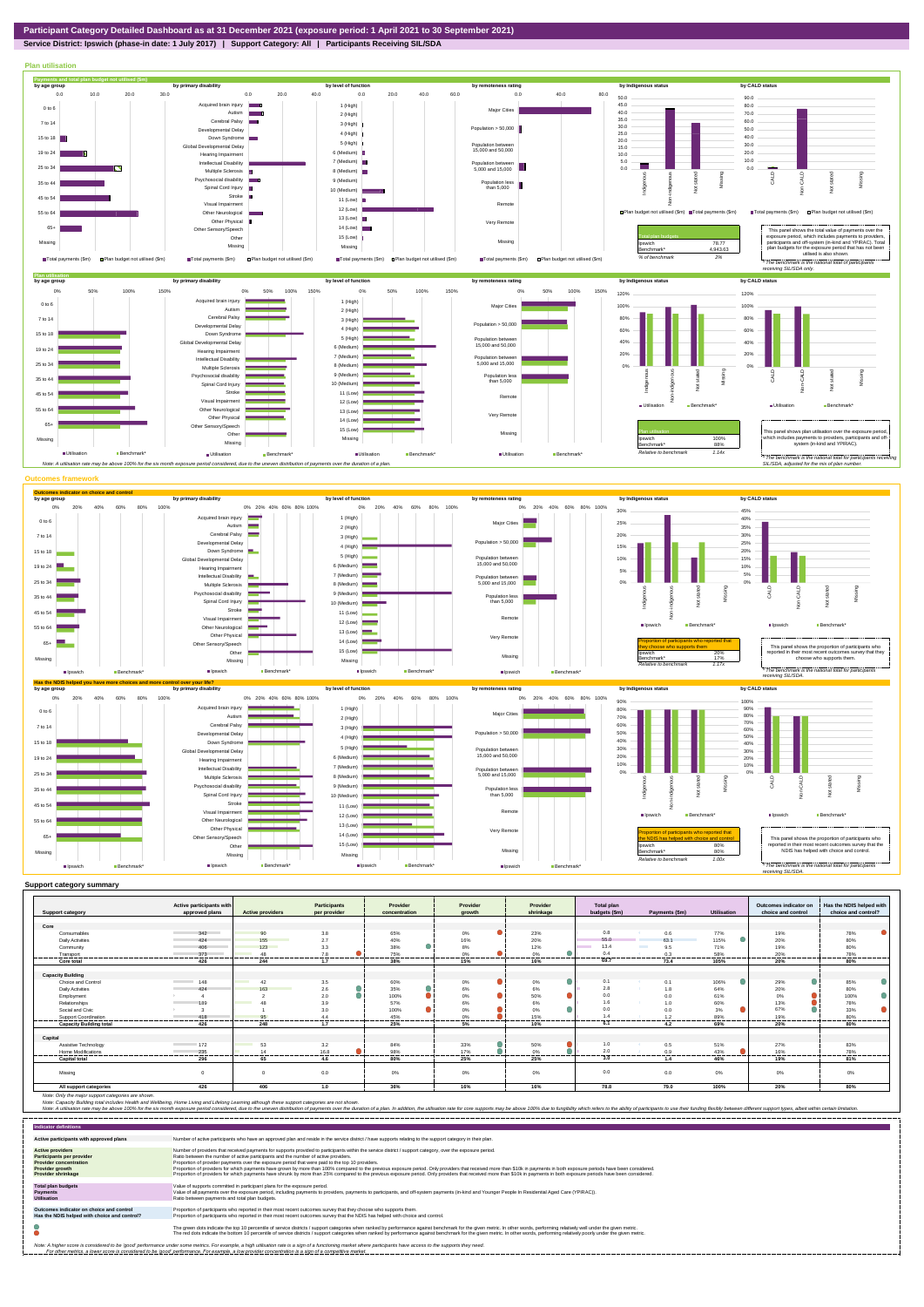# Participant Category Detailed Dashboard as at 31 December 2021 (exposure period: 1 April 2021 to 30 September 2021)

**Service District: Ipswich (phase-in date: 1 July 2017) | Support Category: All | Participants Receiving SIL/SDA**

## Plan utilisation

**Payments and total plan budget not utilised ($m)**

| Total plan budgets | |
|---|---|
| Ipswich | 78.77 |
| Benchmark* | 4,943.63 |
| % of benchmark | 2% |

This panel shows the total value of payments over the exposure period, which includes payments to providers, participants and off-system (in-kind and YPIRAC). Total plan budgets for the exposure period that has not been utilised is also shown.

*The benchmark is the national total for participants receiving SIL/SDA only.

**Plan utilisation**

| Plan utilisation | |
|---|---|
| Ipswich | 100% |
| Benchmark* | 88% |
| Relative to benchmark | 1.14x |

This panel shows plan utilisation over the exposure period, which includes payments to providers, participants and off-system (in-kind and YPIRAC).

*The benchmark is the national total for participants receiving SIL/SDA, adjusted for the mix of plan number.

Note: A utilisation rate may be above 100% for the six month exposure period considered, due to the uneven distribution of payments over the duration of a plan.

## Outcomes framework

**Outcomes indicator on choice and control**

| Proportion of participants who reported that they choose who supports them | |
|---|---|
| Ipswich | 20% |
| Benchmark* | 17% |
| Relative to benchmark | 1.17x |

This panel shows the proportion of participants who reported in their most recent outcomes survey that they choose who supports them.

*The benchmark is the national total for participants receiving SIL/SDA.

**Has the NDIS helped you have more choices and more control over your life?**

| Proportion of participants who reported that the NDIS has helped with choice and control | |
|---|---|
| Ipswich | 80% |
| Benchmark* | 80% |
| Relative to benchmark | 1.00x |

This panel shows the proportion of participants who reported in their most recent outcomes survey that the NDIS has helped with choice and control.

*The benchmark is the national total for participants receiving SIL/SDA.

## Support category summary

| Support category | Active participants with approved plans | Active providers | Participants per provider | Provider concentration | Provider growth | Provider shrinkage | Total plan budgets ($m) | Payments ($m) | Utilisation | Outcomes indicator on choice and control | Has the NDIS helped with choice and control? |
|---|---|---|---|---|---|---|---|---|---|---|---|
| **Core** | | | | | | | | | | | |
| Consumables | 342 | 90 | 3.8 | 65% | 0% | 23% | 0.8 | 0.6 | 77% | 19% | 78% |
| Daily Activities | 424 | 155 | 2.7 | 40% | 16% | 20% | 55.0 | 63.1 | 115% | 20% | 80% |
| Community | 406 | 123 | 3.3 | 38% | 8% | 12% | 13.4 | 9.5 | 71% | 19% | 80% |
| Transport | 373 | 48 | 7.8 | 75% | 0% | 0% | 0.4 | 0.2 | 58% | 20% | 78% |
| **Core total** | **426** | **244** | **1.7** | **38%** | **15%** | **16%** | **69.7** | **73.4** | **105%** | **20%** | **80%** |
| **Capacity Building** | | | | | | | | | | | |
| Choice and Control | 148 | 42 | 3.5 | 60% | 0% | 0% | 0.1 | 0.1 | 106% | 29% | 85% |
| Daily Activities | 424 | 163 | 2.6 | 35% | 6% | 6% | 2.8 | 1.8 | 64% | 20% | 80% |
| Employment | 4 | 2 | 2.0 | 100% | 0% | 50% | 0.0 | 0.0 | 61% | 0% | 100% |
| Relationships | 189 | 48 | 3.9 | 57% | 6% | 6% | 1.6 | 1.0 | 60% | 13% | 78% |
| Social and Civic | 3 | 1 | 3.0 | 100% | 0% | 0% | 0.0 | 0.0 | 3% | 67% | 33% |
| Support Coordination | 418 | 95 | 4.4 | 45% | 0% | 15% | 1.4 | 1.2 | 89% | 19% | 80% |
| **Capacity Building total** | **426** | **248** | **1.7** | **25%** | **5%** | **10%** | **6.1** | **4.2** | **69%** | **20%** | **80%** |
| **Capital** | | | | | | | | | | | |
| Assistive Technology | 172 | 53 | 3.2 | 84% | 33% | 50% | 1.0 | 0.5 | 51% | 27% | 83% |
| Home Modifications | 235 | 14 | 16.8 | 98% | 17% | 0% | 2.0 | 0.9 | 43% | 16% | 78% |
| **Capital total** | **296** | **65** | **4.6** | **80%** | **25%** | **25%** | **3.0** | **1.4** | **46%** | **19%** | **81%** |
| Missing | 0 | 0 | 0.0 | 0% | 0% | 0% | 0.0 | 0.0 | 0% | 0% | 0% |
| **All support categories** | **426** | **406** | **1.0** | **36%** | **16%** | **16%** | **78.8** | **79.0** | **100%** | **20%** | **80%** |

Note: Only the major support categories are shown.

Note: Capacity Building total includes Health and Wellbeing, Home Living and Lifelong Learning although these support categories are not shown.

Note: A utilisation rate may be above 100% for the six month exposure period considered, due to the uneven distribution of payments over the duration of a plan. In addition, the utilisation rate for core supports may be above 100% due to fungibility which refers to the ability of participants to use their funding flexibly between different support types, albeit within certain limitation.

## Indicator definitions

| Indicator | Definition |
|---|---|
| **Active participants with approved plans** | Number of active participants who have an approved plan and reside in the service district / have supports relating to the support category in their plan. |
| **Active providers** | Number of providers that received payments for supports provided to participants within the service district / support category, over the exposure period. |
| **Participants per provider** | Ratio between the number of active participants and the number of active providers. |
| **Provider concentration** | Proportion of provider payments over the exposure period that were paid to the top 10 providers. |
| **Provider growth** | Proportion of providers for which payments have grown by more than 100% compared to the previous exposure period. Only providers that received more than $10k in payments in both exposure periods have been considered. |
| **Provider shrinkage** | Proportion of providers for which payments have shrunk by more than 25% compared to the previous exposure period. Only providers that received more than $10k in payments in both exposure periods have been considered. |
| **Total plan budgets** | Value of supports committed in participant plans for the exposure period. |
| **Payments** | Value of all payments over the exposure period, including payments to providers, payments to participants, and off-system payments (in-kind and Younger People In Residential Aged Care (YPIRAC)). |
| **Utilisation** | Ratio between payments and total plan budgets. |
| **Outcomes indicator on choice and control** | Proportion of participants who reported in their most recent outcomes survey that they choose who supports them. |
| **Has the NDIS helped with choice and control?** | Proportion of participants who reported in their most recent outcomes survey that the NDIS has helped with choice and control. |

The green dots indicate the top 10 percentile of service districts / support categories when ranked by performance against benchmark for the given metric. In other words, performing relatively well under the given metric.

The red dots indicate the bottom 10 percentile of service districts / support categories when ranked by performance against benchmark for the given metric. In other words, performing relatively poorly under the given metric.

Note: A higher score is considered to be 'good' performance under some metrics. For example, a high utilisation rate is a sign of a functioning market where participants have access to the supports they need.

For other metrics, a lower score is considered to be 'good' performance. For example, a low provider concentration is a sign of a competitive market.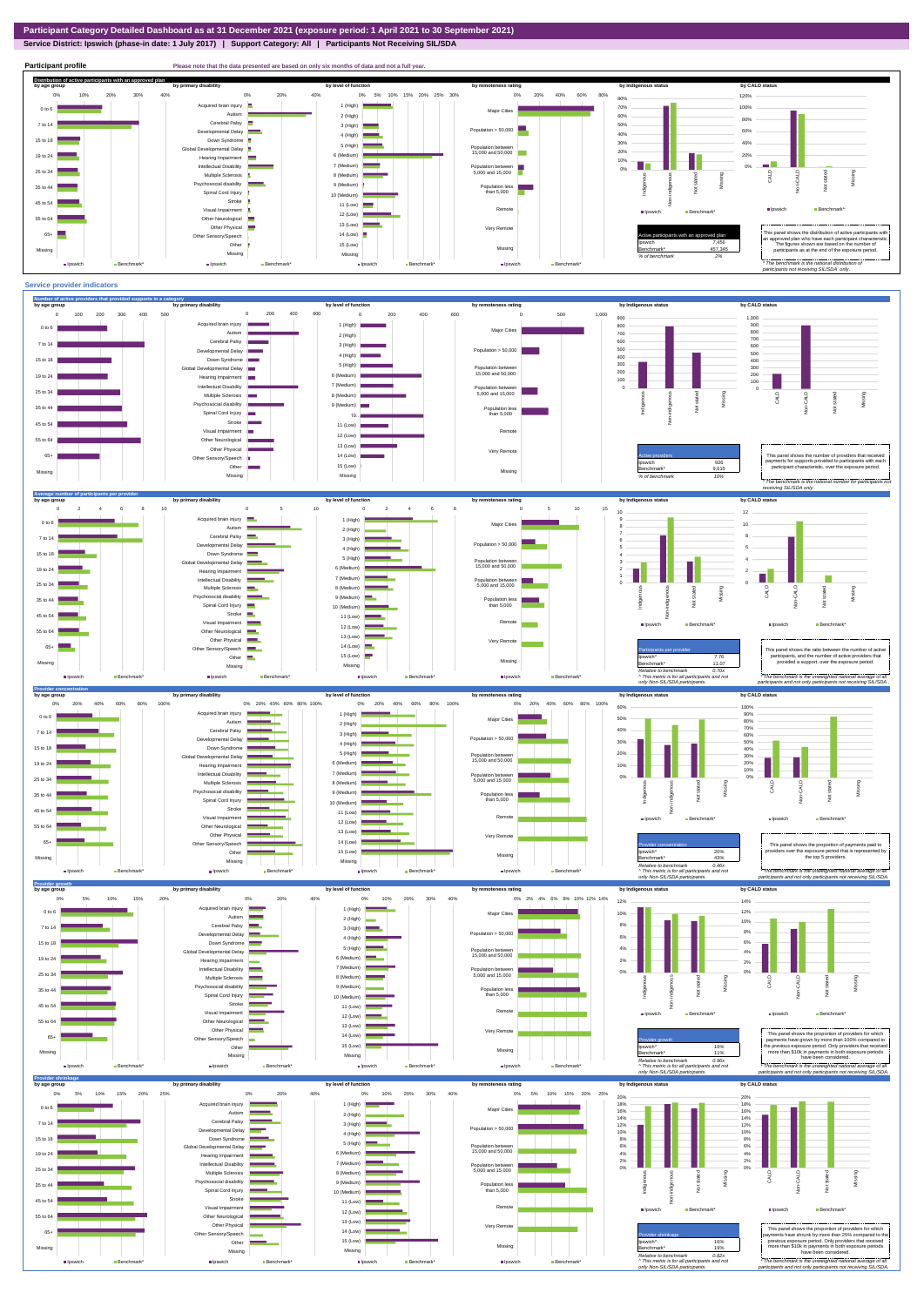# Participant Category Detailed Dashboard as at 31 December 2021 (exposure period: 1 April 2021 to 30 September 2021)

**Service District: Ipswich (phase-in date: 1 July 2017) | Support Category: All | Participants Not Receiving SIL/SDA**

## Participant profile

Please note that the data presented are based on only six months of data and not a full year.

### Distribution of active participants with an approved plan

| Active participants with an approved plan | |
|---|---|
| Ipswich | 7,456 |
| Benchmark* | 457,345 |
| % of benchmark | 2% |

This panel shows the distribution of active participants with an approved plan who have each participant characteristic. The figures shown are based on the number of participants as at the end of the exposure period.

* The benchmark is the national distribution of participants not receiving SIL/SDA only.

## Service provider indicators

### Number of active providers that provided supports in a category

| Active providers | |
|---|---|
| Ipswich | 926 |
| Benchmark* | 9,615 |
| % of benchmark | 10% |

This panel shows the number of providers that received payments for supports provided to participants with each participant characteristic, over the exposure period.

* The benchmark is the national number for participants not receiving SIL/SDA only.

### Average number of participants per provider

| Participants per provider | |
|---|---|
| Ipswich | 7.76 |
| Benchmark* | 11.07 |
| Relative to benchmark | 0.70x |

^ This metric is for all participants and not only Non-SIL/SDA participants.

This panel shows the ratio between the number of active participants, and the number of active providers that provided a support, over the exposure period.

* The benchmark is the unweighted national average of all participants and not only participants not receiving SIL/SDA.

### Provider concentration

| Provider concentration | |
|---|---|
| Ipswich | 20% |
| Benchmark* | 43% |
| Relative to benchmark | 0.46x |

^ This metric is for all participants and not only Non-SIL/SDA participants.

This panel shows the proportion of payments paid to providers over the exposure period that is represented by the top 5 providers.

* The benchmark is the unweighted national average of all participants and not only participants not receiving SIL/SDA.

### Provider growth

| Provider growth | |
|---|---|
| Ipswich | 10% |
| Benchmark* | 11% |
| Relative to benchmark | 0.90x |

^ This metric is for all participants and not only Non-SIL/SDA participants.

This panel shows the proportion of providers for which payments have grown by more than 100% compared to the previous exposure period. Only providers that received more than $10k in payments in both exposure periods have been considered.

* The benchmark is the unweighted national average of all participants and not only participants not receiving SIL/SDA.

### Provider shrinkage

| Provider shrinkage | |
|---|---|
| Ipswich | 16% |
| Benchmark* | 19% |
| Relative to benchmark | 0.82x |

^ This metric is for all participants and not only Non-SIL/SDA participants.

This panel shows the proportion of providers for which payments have shrunk by more than 25% compared to the previous exposure period. Only providers that received more than $10k in payments in both exposure periods have been considered.

* The benchmark is the unweighted national average of all participants and not only participants not receiving SIL/SDA.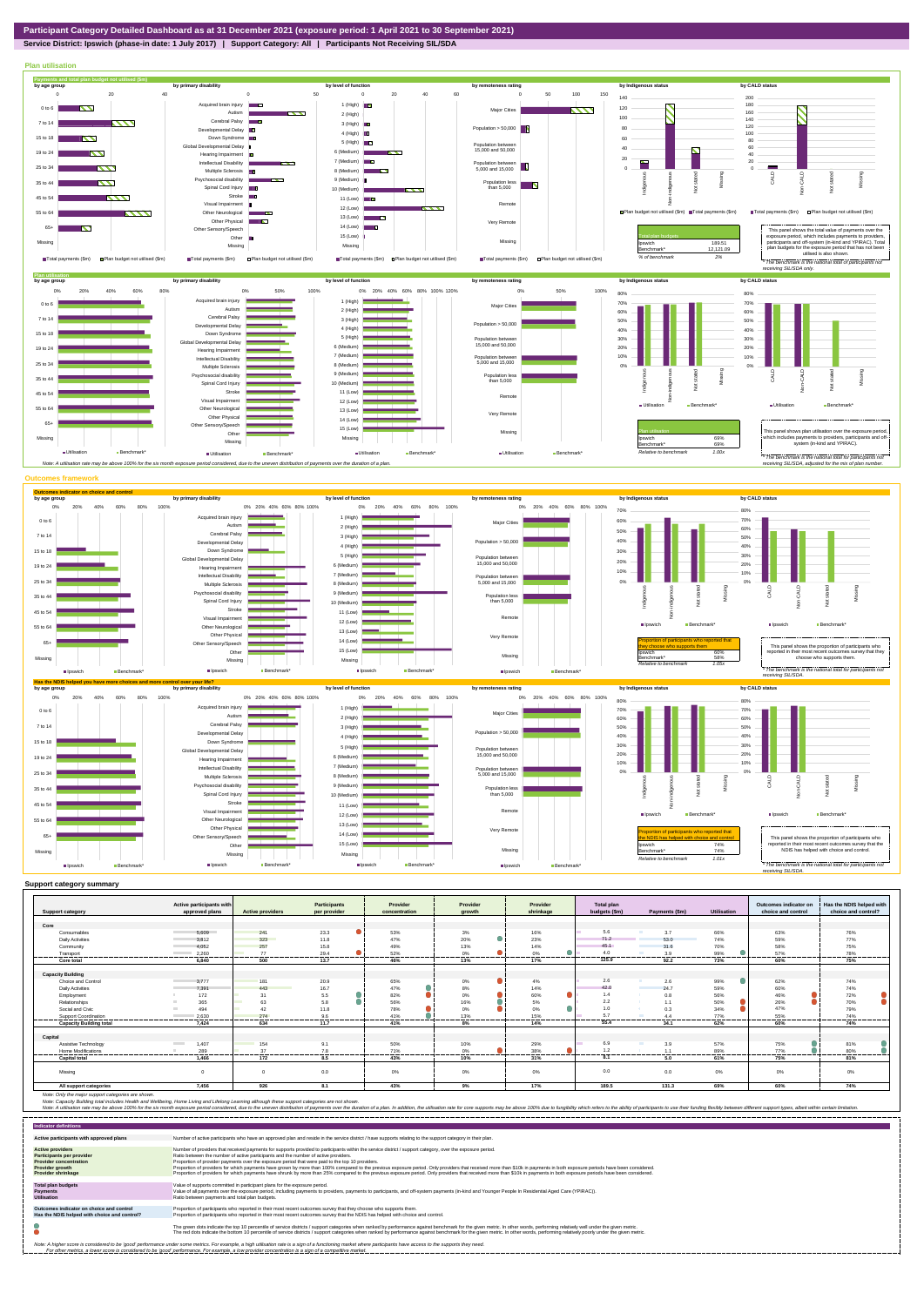**Participant Category Detailed Dashboard as at 31 December 2021 (exposure period: 1 April 2021 to 30 September 2021)**

**Service District: Ipswich (phase-in date: 1 July 2017) | Support Category: All | Participants Not Receiving SIL/SDA**

## Plan utilisation

**Payments and total plan budget not utilised ($m)**

by age group: 0 to 6, 7 to 14, 15 to 18, 19 to 24, 25 to 34, 35 to 44, 45 to 54, 55 to 64, 65+, Missing
Total payments ($m) / Plan budget not utilised ($m)

by primary disability: Acquired brain injury, Autism, Cerebral Palsy, Developmental Delay, Down Syndrome, Global Developmental Delay, Hearing Impairment, Intellectual Disability, Multiple Sclerosis, Psychosocial disability, Spinal Cord Injury, Stroke, Visual Impairment, Other Neurological, Other Physical, Other Sensory/Speech, Other, Missing

by level of function: 1 (High) to 15 (Low), Missing

by remoteness rating: Major Cities, Population > 50,000, Population between 15,000 and 50,000, Population between 5,000 and 15,000, Population less than 5,000, Remote, Very Remote, Missing

by Indigenous status: Indigenous, Non-indigenous, Not stated, Missing

by CALD status: CALD, Non-CALD, Not stated, Missing

Total plan budgets
Ipswich 189.51
Benchmark* 12,121.09
% of benchmark 2%

This panel shows the total value of payments over the exposure period, which includes payments to providers, participants and off-system (in-kind and YPIRAC). Total plan budgets for the exposure period that has not been utilised is also shown.

*The benchmark is the national total for participants not receiving SIL/SDA only.

**Plan utilisation**

Utilisation / Benchmark*

Plan utilisation
Ipswich 69%
Benchmark* 69%
Relative to benchmark 1.00x

This panel shows plan utilisation over the exposure period, which includes payments to providers, participants and off-system (in-kind and YPIRAC).

*The benchmark is the national total for participants not receiving SIL/SDA, adjusted for the mix of plan number.

Note: A utilisation rate may be above 100% for the six month exposure period considered, due to the uneven distribution of payments over the duration of a plan.

## Outcomes framework

**Outcomes indicator on choice and control**

Ipswich / Benchmark*

Proportion of participants who reported that they choose who supports them
Ipswich 60%
Benchmark* 58%
Relative to benchmark 1.05x

This panel shows the proportion of participants who reported in their most recent outcomes survey that they choose who supports them.

*The benchmark is the national total for participants not receiving SIL/SDA.

**Has the NDIS helped you have more choices and more control over your life?**

Proportion of participants who reported that the NDIS has helped with choice and control
Ipswich 74%
Benchmark* 74%
Relative to benchmark 1.01x

This panel shows the proportion of participants who reported in their most recent outcomes survey that the NDIS has helped with choice and control.

*The benchmark is the national total for participants not receiving SIL/SDA.

## Support category summary

| Support category | Active participants with approved plans | Active providers | Participants per provider | Provider concentration | Provider growth | Provider shrinkage | Total plan budgets ($m) | Payments ($m) | Utilisation | Outcomes indicator on choice and control | Has the NDIS helped with choice and control? |
|---|---|---|---|---|---|---|---|---|---|---|---|
| **Core** | | | | | | | | | | | |
| Consumables | 5,609 | 241 | 23.3 | 53% | 3% | 10% | 5.6 | 3.7 | 66% | 63% | 76% |
| Daily Activities | 3,812 | 323 | 11.8 | 47% | 20% | 23% | 71.2 | 53.0 | 74% | 59% | 77% |
| Community | 4,052 | 257 | 15.8 | 49% | 13% | 14% | 45.1 | 31.6 | 70% | 58% | 75% |
| Transport | 2,260 | 77 | 29.4 | 52% | 0% | 0% | 4.0 | 3.9 | 99% | 57% | 78% |
| **Core total** | **6,840** | **500** | **13.7** | **46%** | **13%** | **17%** | **125.9** | **92.2** | **73%** | **60%** | **75%** |
| **Capacity Building** | | | | | | | | | | | |
| Choice and Control | 3,777 | 181 | 20.9 | 65% | 0% | 4% | 2.6 | 2.6 | 99% | 62% | 74% |
| Daily Activities | 7,391 | 443 | 16.7 | 47% | 8% | 14% | 42.0 | 24.7 | 59% | 60% | 74% |
| Employment | 172 | 31 | 5.5 | 82% | 0% | 60% | 1.4 | 0.8 | 56% | 46% | 72% |
| Relationships | 365 | 63 | 5.8 | 56% | 16% | 5% | 2.2 | 1.1 | 50% | 26% | 70% |
| Social and Civic | 494 | 42 | 11.8 | 78% | 0% | 0% | 1.0 | 0.3 | 34% | 47% | 79% |
| Support Coordination | 2,630 | 274 | 9.6 | 43% | 13% | 15% | 5.7 | 4.4 | 77% | 55% | 74% |
| **Capacity Building total** | **7,424** | **634** | **11.7** | **41%** | **8%** | **14%** | **55.4** | **34.1** | **62%** | **60%** | **74%** |
| **Capital** | | | | | | | | | | | |
| Assistive Technology | 1,407 | 154 | 9.1 | 50% | 10% | 29% | 6.9 | 3.9 | 57% | 75% | 81% |
| Home Modifications | 289 | 37 | 7.8 | 71% | 0% | 38% | 1.2 | 1.1 | 89% | 77% | 80% |
| **Capital total** | **1,446** | **172** | **8.5** | **43%** | **10%** | **31%** | **8.1** | **5.0** | **61%** | **75%** | **81%** |
| Missing | 0 | 0 | 0.0 | 0% | 0% | 0% | 0.0 | 0.0 | 0% | 0% | 0% |
| **All support categories** | **7,456** | **926** | **8.1** | **43%** | **9%** | **17%** | **189.5** | **131.3** | **69%** | **60%** | **74%** |

Note: Only the major support categories are shown.
Note: Capacity Building total includes Health and Wellbeing, Home Living and Lifelong Learning although these support categories are not shown.
Note: A utilisation rate may be above 100% for the six month exposure period considered, due to the uneven distribution of payments over the duration of a plan. In addition, the utilisation rate for core supports may be above 100% due to fungibility which refers to the ability of participants to use their funding flexibly between different support types, albeit within certain limitation.

## Indicator definitions

| | |
|---|---|
| Active participants with approved plans | Number of active participants who have an approved plan and reside in the service district / have supports relating to the support category in their plan. |
| Active providers | Number of providers that received payments for supports provided to participants within the service district / support category, over the exposure period. |
| Participants per provider | Ratio between the number of active participants and the number of active providers. |
| Provider concentration | Proportion of provider payments over the exposure period that were paid to the top 10 providers. |
| Provider growth | Proportion of providers for which payments have grown by more than 100% compared to the previous exposure period. Only providers that received more than $10k in payments in both exposure periods have been considered. |
| Provider shrinkage | Proportion of providers for which payments have shrunk by more than 25% compared to the previous exposure period. Only providers that received more than $10k in payments in both exposure periods have been considered. |
| Total plan budgets | Value of supports committed in participant plans for the exposure period. |
| Payments | Value of all payments over the exposure period, including payments to providers, payments to participants, and off-system payments (in-kind and Younger People In Residential Aged Care (YPIRAC)). |
| Utilisation | Ratio between payments and total plan budgets. |
| Outcomes indicator on choice and control | Proportion of participants who reported in their most recent outcomes survey that they choose who supports them. |
| Has the NDIS helped with choice and control? | Proportion of participants who reported in their most recent outcomes survey that the NDIS has helped with choice and control. |

The green dots indicate the top 10 percentile of service districts / support categories when ranked by performance against benchmark for the given metric. In other words, performing relatively well under the given metric.
The red dots indicate the bottom 10 percentile of service districts / support categories when ranked by performance against benchmark for the given metric. In other words, performing relatively poorly under the given metric.

Note: A higher score is considered to be 'good' performance under some metrics. For example, a high utilisation rate is a sign of a functioning market where participants have access to the supports they need.
For other metrics, a lower score is considered to be 'good' performance. For example, a low provider concentration is a sign of a competitive market.